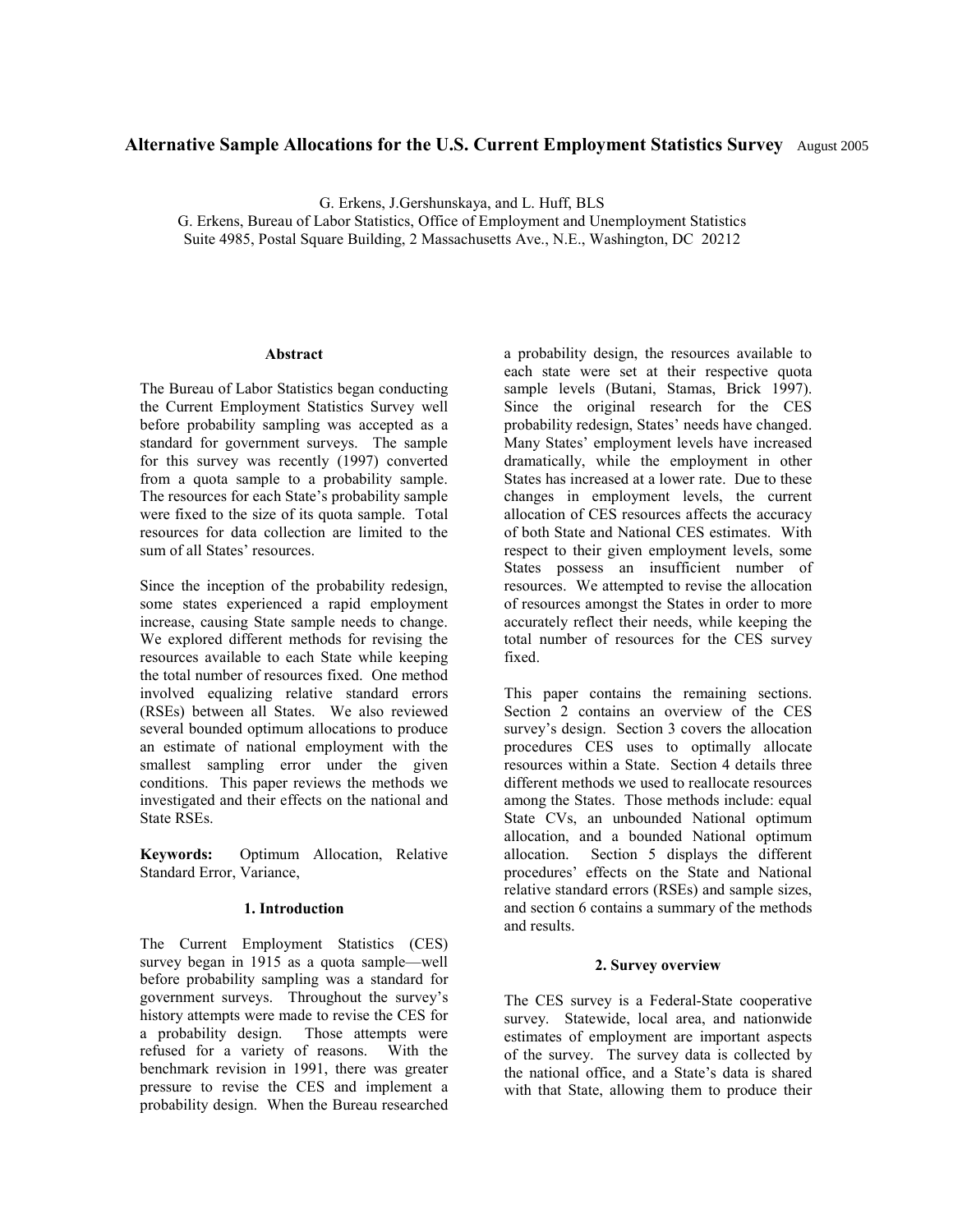# Alternative Sample Allocations for the U.S. Current Employment Statistics Survey

August 2005

G. Erkens, J.Gershunskaya, and L. Huff, BLS

G. Erkens, Bureau of Labor Statistics, Office of Employment and Unemployment Statistics

Suite 4985, Postal Square Building, 2 Massachusetts Ave., N.E., Washington, DC 20212

### Abstract

The Bureau of Labor Statistics began conducting the Current Employment Statistics Survey well before probability sampling was accepted as a standard for government surveys. The sample for this survey was recently (1997) converted from a quota sample to a probability sample. The resources for each State's probability sample were fixed to the size of its quota sample. Total resources for data collection are limited to the sum of all States' resources.

Since the inception of the probability redesign, some states experienced a rapid employment increase, causing State sample needs to change. We explored different methods for revising the resources available to each State while keeping the total number of resources fixed. One method involved equalizing relative standard errors (RSEs) between all States. We also reviewed several bounded optimum allocations to produce an estimate of national employment with the smallest sampling error under the given conditions. This paper reviews the methods we investigated and their effects on the national and State RSEs.

**Keywords:** Optimum Allocation, Relative Standard Error, Variance,

## 1. Introduction

The Current Employment Statistics (CES) survey began in 1915 as a quota sample—well before probability sampling was a standard for government surveys. Throughout the survey's history attempts were made to revise the CES for a probability design. Those attempts were refused for a variety of reasons. With the benchmark revision in 1991, there was greater pressure to revise the CES and implement a probability design. When the Bureau researched a probability design, the resources available to each state were set at their respective quota sample levels (Butani, Stamas, Brick 1997). Since the original research for the CES probability redesign, States' needs have changed. Many States' employment levels have increased dramatically, while the employment in other States has increased at a lower rate. Due to these changes in employment levels, the current allocation of CES resources affects the accuracy of both State and National CES estimates. With respect to their given employment levels, some States possess an insufficient number of resources. We attempted to revise the allocation of resources amongst the States in order to more accurately reflect their needs, while keeping the total number of resources for the CES survey fixed.

This paper contains the remaining sections. Section 2 contains an overview of the CES survey's design. Section 3 covers the allocation procedures CES uses to optimally allocate resources within a State. Section 4 details three different methods we used to reallocate resources among the States. Those methods include: equal State CVs, an unbounded National optimum allocation, and a bounded National optimum allocation. Section 5 displays the different procedures' effects on the State and National relative standard errors (RSEs) and sample sizes, and section 6 contains a summary of the methods and results.

## 2. Survey overview

The CES survey is a Federal-State cooperative survey. Statewide, local area, and nationwide estimates of employment are important aspects of the survey. The survey data is collected by the national office, and a State's data is shared with that State, allowing them to produce their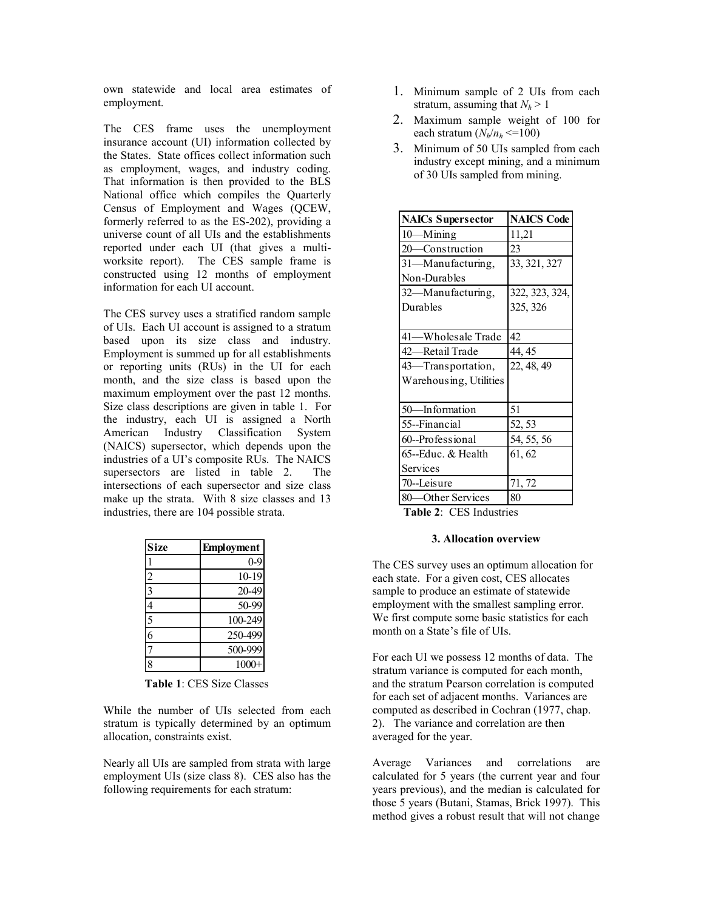own statewide and local area estimates of employment.

The CES frame uses the unemployment insurance account (UI) information collected by the States. State offices collect information such as employment, wages, and industry coding. That information is then provided to the BLS National office which compiles the Quarterly Census of Employment and Wages (QCEW, formerly referred to as the ES-202), providing a universe count of all UIs and the establishments reported under each UI (that gives a multi-worksite report). The CES sample frame is constructed using 12 months of employment information for each UI account.

The CES survey uses a stratified random sample of UIs. Each UI account is assigned to a stratum based upon its size class and industry. Employment is summed up for all establishments or reporting units (RUs) in the UI for each month, and the size class is based upon the maximum employment over the past 12 months. Size class descriptions are given in table 1. For the industry, each UI is assigned a North American Industry Classification System (NAICS) supersector, which depends upon the industries of a UI's composite RUs. The NAICS supersectors are listed in table 2. The intersections of each supersector and size class make up the strata. With 8 size classes and 13 industries, there are 104 possible strata.

| Size | Employment |
|---|---|
| 1 | 0-9 |
| 2 | 10-19 |
| 3 | 20-49 |
| 4 | 50-99 |
| 5 | 100-249 |
| 6 | 250-499 |
| 7 | 500-999 |
| 8 | 1000+ |

**Table 1**: CES Size Classes

While the number of UIs selected from each stratum is typically determined by an optimum allocation, constraints exist.

Nearly all UIs are sampled from strata with large employment UIs (size class 8). CES also has the following requirements for each stratum:

1. Minimum sample of 2 UIs from each stratum, assuming that $N_h > 1$
2. Maximum sample weight of 100 for each stratum ($N_h/n_h <= 100$)
3. Minimum of 50 UIs sampled from each industry except mining, and a minimum of 30 UIs sampled from mining.

| NAICs Supersector | NAICS Code |
|---|---|
| 10—Mining | 11,21 |
| 20—Construction | 23 |
| 31—Manufacturing, Non-Durables | 33, 321, 327 |
| 32—Manufacturing, Durables | 322, 323, 324, 325, 326 |
| 41—Wholesale Trade | 42 |
| 42—Retail Trade | 44, 45 |
| 43—Transportation, Warehousing, Utilities | 22, 48, 49 |
| 50—Information | 51 |
| 55--Financial | 52, 53 |
| 60--Professional | 54, 55, 56 |
| 65--Educ. & Health Services | 61, 62 |
| 70--Leisure | 71, 72 |
| 80—Other Services | 80 |

**Table 2**: CES Industries

### 3. Allocation overview

The CES survey uses an optimum allocation for each state. For a given cost, CES allocates sample to produce an estimate of statewide employment with the smallest sampling error. We first compute some basic statistics for each month on a State's file of UIs.

For each UI we possess 12 months of data. The stratum variance is computed for each month, and the stratum Pearson correlation is computed for each set of adjacent months. Variances are computed as described in Cochran (1977, chap. 2). The variance and correlation are then averaged for the year.

Average Variances and correlations are calculated for 5 years (the current year and four years previous), and the median is calculated for those 5 years (Butani, Stamas, Brick 1997). This method gives a robust result that will not change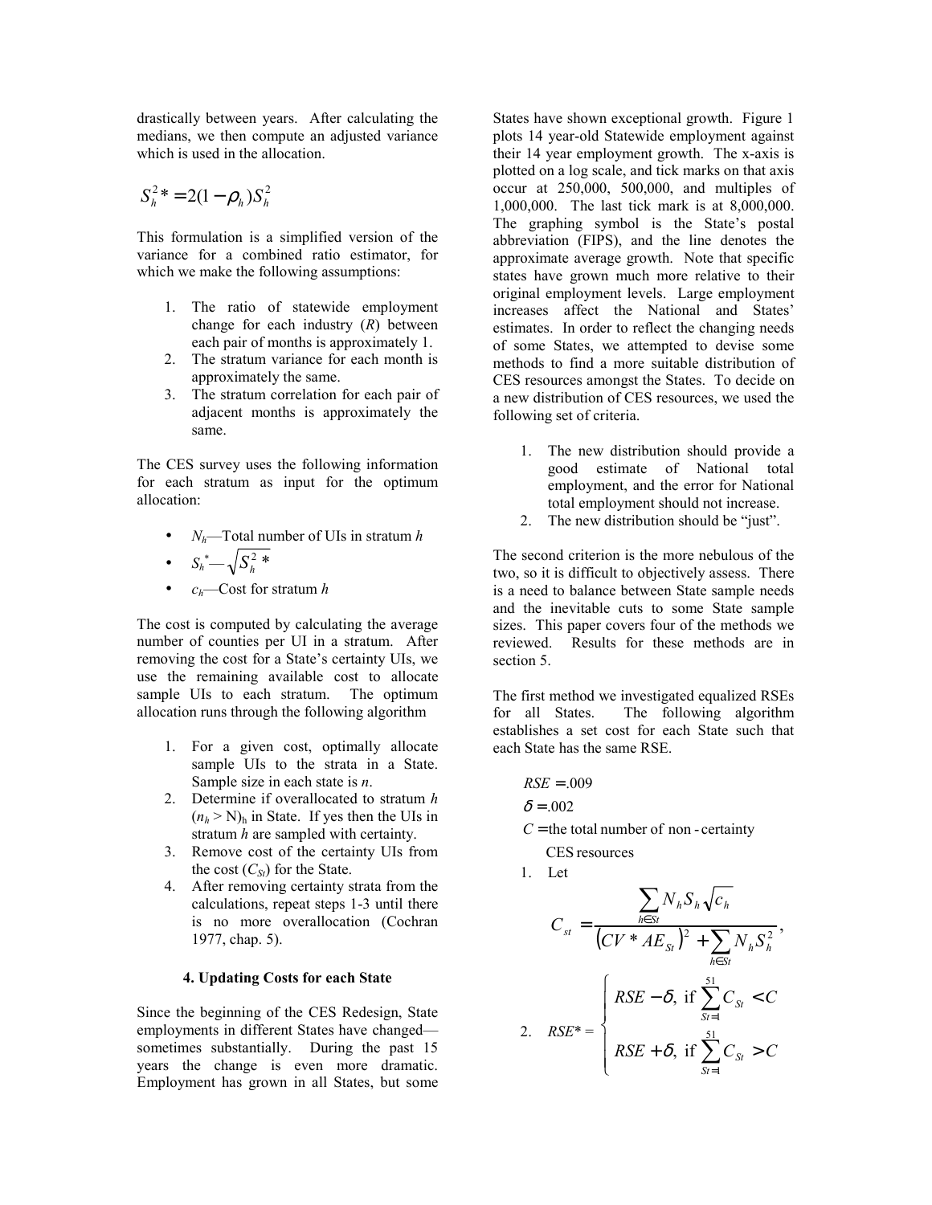drastically between years. After calculating the medians, we then compute an adjusted variance which is used in the allocation.

$$S_h^2* = 2(1-\rho_h)S_h^2$$

This formulation is a simplified version of the variance for a combined ratio estimator, for which we make the following assumptions:

1. The ratio of statewide employment change for each industry ($R$) between each pair of months is approximately 1.
2. The stratum variance for each month is approximately the same.
3. The stratum correlation for each pair of adjacent months is approximately the same.

The CES survey uses the following information for each stratum as input for the optimum allocation:

- $N_h$—Total number of UIs in stratum $h$
- $S_h^*$—$\sqrt{S_h^2 *}$
- $c_h$—Cost for stratum $h$

The cost is computed by calculating the average number of counties per UI in a stratum. After removing the cost for a State's certainty UIs, we use the remaining available cost to allocate sample UIs to each stratum. The optimum allocation runs through the following algorithm

1. For a given cost, optimally allocate sample UIs to the strata in a State. Sample size in each state is $n$.
2. Determine if overallocated to stratum $h$ $(n_h > N)_h$ in State. If yes then the UIs in stratum $h$ are sampled with certainty.
3. Remove cost of the certainty UIs from the cost ($C_{St}$) for the State.
4. After removing certainty strata from the calculations, repeat steps 1-3 until there is no more overallocation (Cochran 1977, chap. 5).

### 4. Updating Costs for each State

Since the beginning of the CES Redesign, State employments in different States have changed—sometimes substantially. During the past 15 years the change is even more dramatic. Employment has grown in all States, but some States have shown exceptional growth. Figure 1 plots 14 year-old Statewide employment against their 14 year employment growth. The x-axis is plotted on a log scale, and tick marks on that axis occur at 250,000, 500,000, and multiples of 1,000,000. The last tick mark is at 8,000,000. The graphing symbol is the State's postal abbreviation (FIPS), and the line denotes the approximate average growth. Note that specific states have grown much more relative to their original employment levels. Large employment increases affect the National and States' estimates. In order to reflect the changing needs of some States, we attempted to devise some methods to find a more suitable distribution of CES resources amongst the States. To decide on a new distribution of CES resources, we used the following set of criteria.

1. The new distribution should provide a good estimate of National total employment, and the error for National total employment should not increase.
2. The new distribution should be "just".

The second criterion is the more nebulous of the two, so it is difficult to objectively assess. There is a need to balance between State sample needs and the inevitable cuts to some State sample sizes. This paper covers four of the methods we reviewed. Results for these methods are in section 5.

The first method we investigated equalized RSEs for all States. The following algorithm establishes a set cost for each State such that each State has the same RSE.

$RSE = .009$

$\delta = .002$

$C =$ the total number of non-certainty CES resources

1. Let

$$C_{st} = \frac{\sum_{h \in St} N_h S_h \sqrt{c_h}}{(CV * AE_{St})^2 + \sum_{h \in St} N_h S_h^2},$$

2. $$RSE^* = \begin{cases} RSE - \delta, \text{ if } \sum_{St=1}^{51} C_{St} < C \\ RSE + \delta, \text{ if } \sum_{St=1}^{51} C_{St} > C \end{cases}$$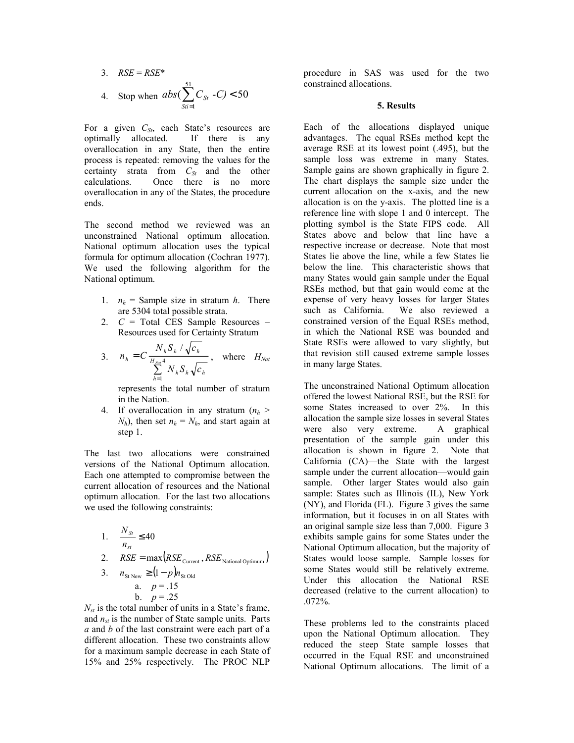3. $RSE = RSE^*$
4. Stop when $abs(\sum_{Sti=1}^{51} C_{St} \text{ -} C) < 50$

For a given $C_{St}$, each State's resources are optimally allocated. If there is any overallocation in any State, then the entire process is repeated: removing the values for the certainty strata from $C_{St}$ and the other calculations. Once there is no more overallocation in any of the States, the procedure ends.

The second method we reviewed was an unconstrained National optimum allocation. National optimum allocation uses the typical formula for optimum allocation (Cochran 1977). We used the following algorithm for the National optimum.

1. $n_h$ = Sample size in stratum $h$. There are 5304 total possible strata.
2. $C$ = Total CES Sample Resources – Resources used for Certainty Stratum
3. $$n_h = C \frac{N_h S_h / \sqrt{c_h}}{\sum_{h=1}^{H_{Nat}4} N_h S_h \sqrt{c_h}},$$ where $H_{Nat}$ represents the total number of stratum in the Nation.
4. If overallocation in any stratum ($n_h > N_h$), then set $n_h = N_h$, and start again at step 1.

The last two allocations were constrained versions of the National Optimum allocation. Each one attempted to compromise between the current allocation of resources and the National optimum allocation. For the last two allocations we used the following constraints:

1. $\frac{N_{St}}{n_{st}} \leq 40$
2. $RSE = \max(RSE_{\text{Current}}, RSE_{\text{National Optimum}})$
3. $n_{\text{St New}} \geq (1-p) n_{\text{St Old}}$
   a. $p = .15$
   b. $p = .25$

$N_{st}$ is the total number of units in a State's frame, and $n_{st}$ is the number of State sample units. Parts *a* and *b* of the last constraint were each part of a different allocation. These two constraints allow for a maximum sample decrease in each State of 15% and 25% respectively. The PROC NLP procedure in SAS was used for the two constrained allocations.

## 5. Results

Each of the allocations displayed unique advantages. The equal RSEs method kept the average RSE at its lowest point (.495), but the sample loss was extreme in many States. Sample gains are shown graphically in figure 2. The chart displays the sample size under the current allocation on the x-axis, and the new allocation is on the y-axis. The plotted line is a reference line with slope 1 and 0 intercept. The plotting symbol is the State FIPS code. All States above and below that line have a respective increase or decrease. Note that most States lie above the line, while a few States lie below the line. This characteristic shows that many States would gain sample under the Equal RSEs method, but that gain would come at the expense of very heavy losses for larger States such as California. We also reviewed a constrained version of the Equal RSEs method, in which the National RSE was bounded and State RSEs were allowed to vary slightly, but that revision still caused extreme sample losses in many large States.

The unconstrained National Optimum allocation offered the lowest National RSE, but the RSE for some States increased to over 2%. In this allocation the sample size losses in several States were also very extreme. A graphical presentation of the sample gain under this allocation is shown in figure 2. Note that California (CA)—the State with the largest sample under the current allocation—would gain sample. Other larger States would also gain sample: States such as Illinois (IL), New York (NY), and Florida (FL). Figure 3 gives the same information, but it focuses in on all States with an original sample size less than 7,000. Figure 3 exhibits sample gains for some States under the National Optimum allocation, but the majority of States would loose sample. Sample losses for some States would still be relatively extreme. Under this allocation the National RSE decreased (relative to the current allocation) to .072%.

These problems led to the constraints placed upon the National Optimum allocation. They reduced the steep State sample losses that occurred in the Equal RSE and unconstrained National Optimum allocations. The limit of a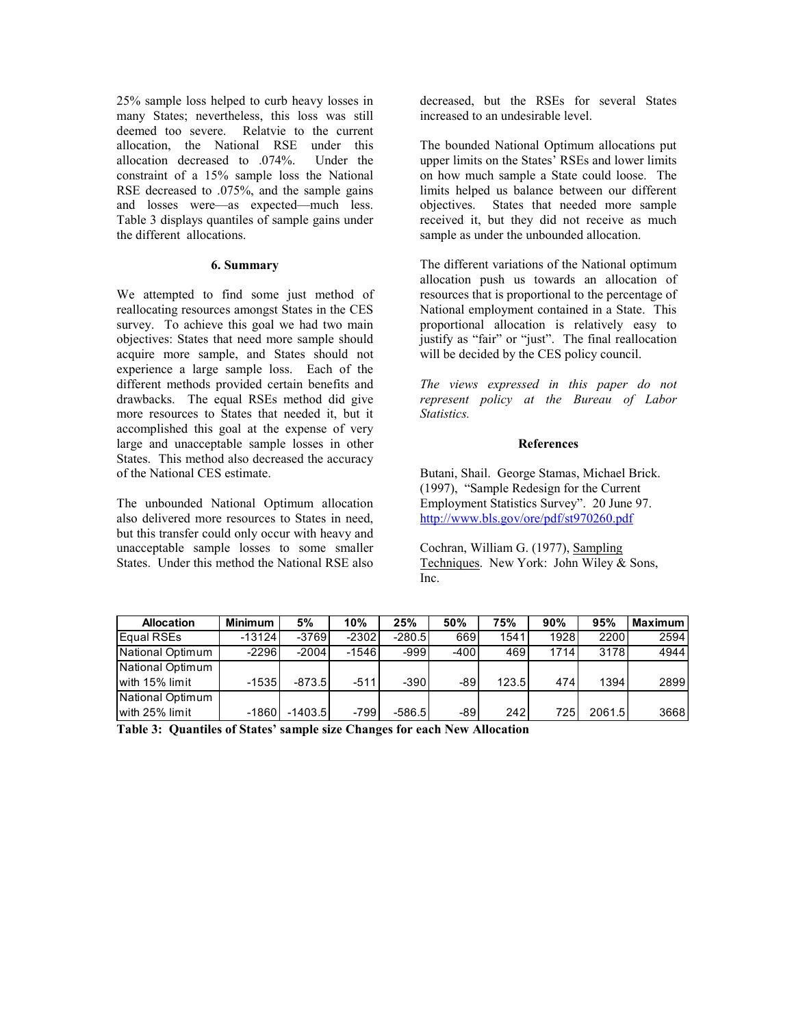25% sample loss helped to curb heavy losses in many States; nevertheless, this loss was still deemed too severe. Relatvie to the current allocation, the National RSE under this allocation decreased to .074%. Under the constraint of a 15% sample loss the National RSE decreased to .075%, and the sample gains and losses were—as expected—much less. Table 3 displays quantiles of sample gains under the different allocations.

### 6. Summary

We attempted to find some just method of reallocating resources amongst States in the CES survey. To achieve this goal we had two main objectives: States that need more sample should acquire more sample, and States should not experience a large sample loss. Each of the different methods provided certain benefits and drawbacks. The equal RSEs method did give more resources to States that needed it, but it accomplished this goal at the expense of very large and unacceptable sample losses in other States. This method also decreased the accuracy of the National CES estimate.

The unbounded National Optimum allocation also delivered more resources to States in need, but this transfer could only occur with heavy and unacceptable sample losses to some smaller States. Under this method the National RSE also decreased, but the RSEs for several States increased to an undesirable level.

The bounded National Optimum allocations put upper limits on the States' RSEs and lower limits on how much sample a State could loose. The limits helped us balance between our different objectives. States that needed more sample received it, but they did not receive as much sample as under the unbounded allocation.

The different variations of the National optimum allocation push us towards an allocation of resources that is proportional to the percentage of National employment contained in a State. This proportional allocation is relatively easy to justify as "fair" or "just". The final reallocation will be decided by the CES policy council.

*The views expressed in this paper do not represent policy at the Bureau of Labor Statistics.*

### References

Butani, Shail. George Stamas, Michael Brick. (1997), "Sample Redesign for the Current Employment Statistics Survey". 20 June 97. http://www.bls.gov/ore/pdf/st970260.pdf

Cochran, William G. (1977), Sampling Techniques. New York: John Wiley & Sons, Inc.

| Allocation | Minimum | 5% | 10% | 25% | 50% | 75% | 90% | 95% | Maximum |
|---|---|---|---|---|---|---|---|---|---|
| Equal RSEs | -13124 | -3769 | -2302 | -280.5 | 669 | 1541 | 1928 | 2200 | 2594 |
| National Optimum | -2296 | -2004 | -1546 | -999 | -400 | 469 | 1714 | 3178 | 4944 |
| National Optimum with 15% limit | -1535 | -873.5 | -511 | -390 | -89 | 123.5 | 474 | 1394 | 2899 |
| National Optimum with 25% limit | -1860 | -1403.5 | -799 | -586.5 | -89 | 242 | 725 | 2061.5 | 3668 |

**Table 3: Quantiles of States' sample size Changes for each New Allocation**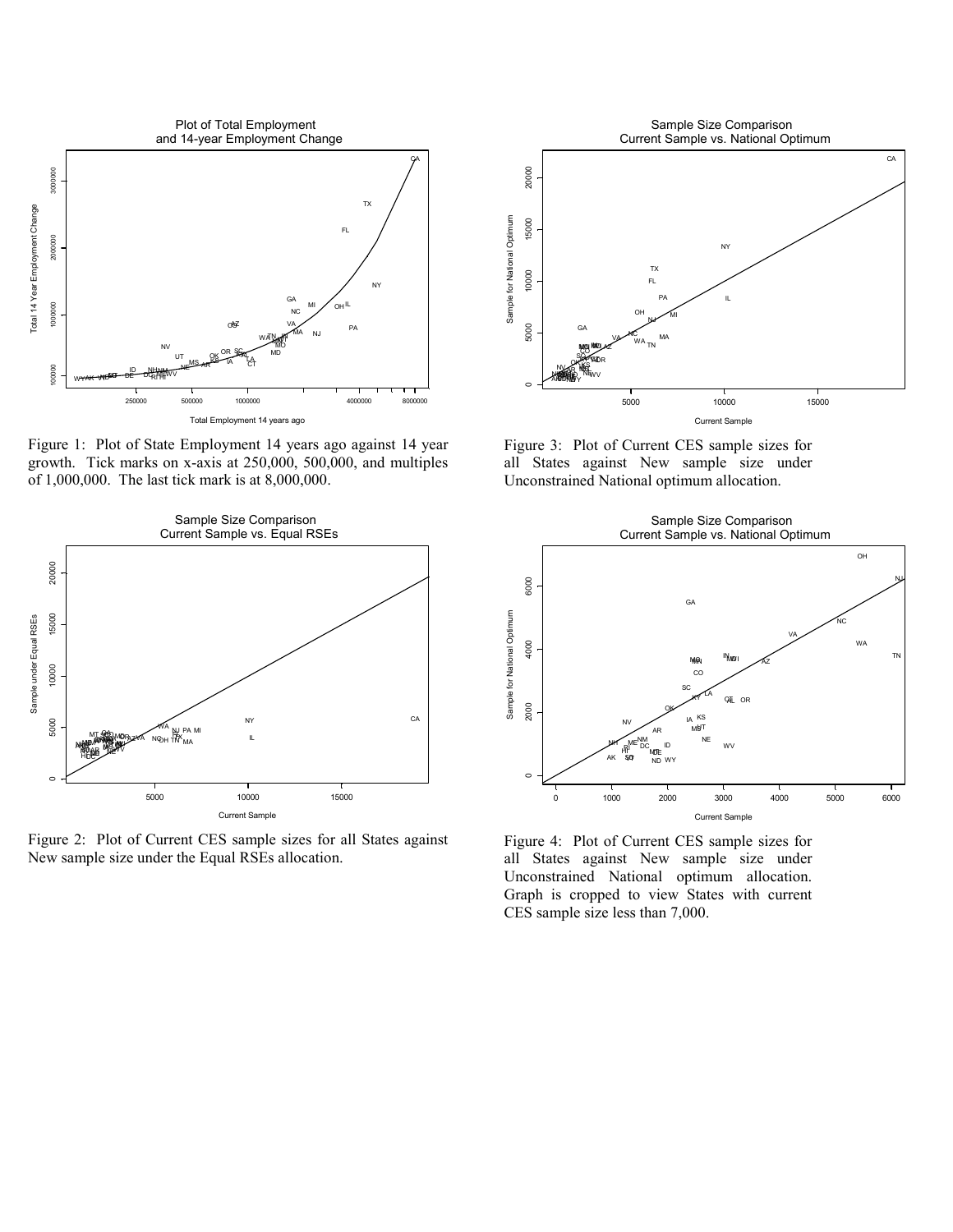Plot of Total Employment and 14-year Employment Change

Total 14 Year Employment Change

Total Employment 14 years ago

250000 500000 1000000 4000000 8000000

100000 1000000 2000000 3000000

Figure 1: Plot of State Employment 14 years ago against 14 year growth. Tick marks on x-axis at 250,000, 500,000, and multiples of 1,000,000. The last tick mark is at 8,000,000.

Sample Size Comparison Current Sample vs. National Optimum

Sample for National Optimum

Current Sample

0 5000 10000 15000 20000

5000 10000 15000

Figure 3: Plot of Current CES sample sizes for all States against New sample size under Unconstrained National optimum allocation.

Sample Size Comparison Current Sample vs. Equal RSEs

Sample under Equal RSEs

Current Sample

0 5000 10000 15000 20000

5000 10000 15000

Figure 2: Plot of Current CES sample sizes for all States against New sample size under the Equal RSEs allocation.

Sample Size Comparison Current Sample vs. National Optimum

Sample for National Optimum

Current Sample

0 2000 4000 6000

0 1000 2000 3000 4000 5000 6000

Figure 4: Plot of Current CES sample sizes for all States against New sample size under Unconstrained National optimum allocation. Graph is cropped to view States with current CES sample size less than 7,000.